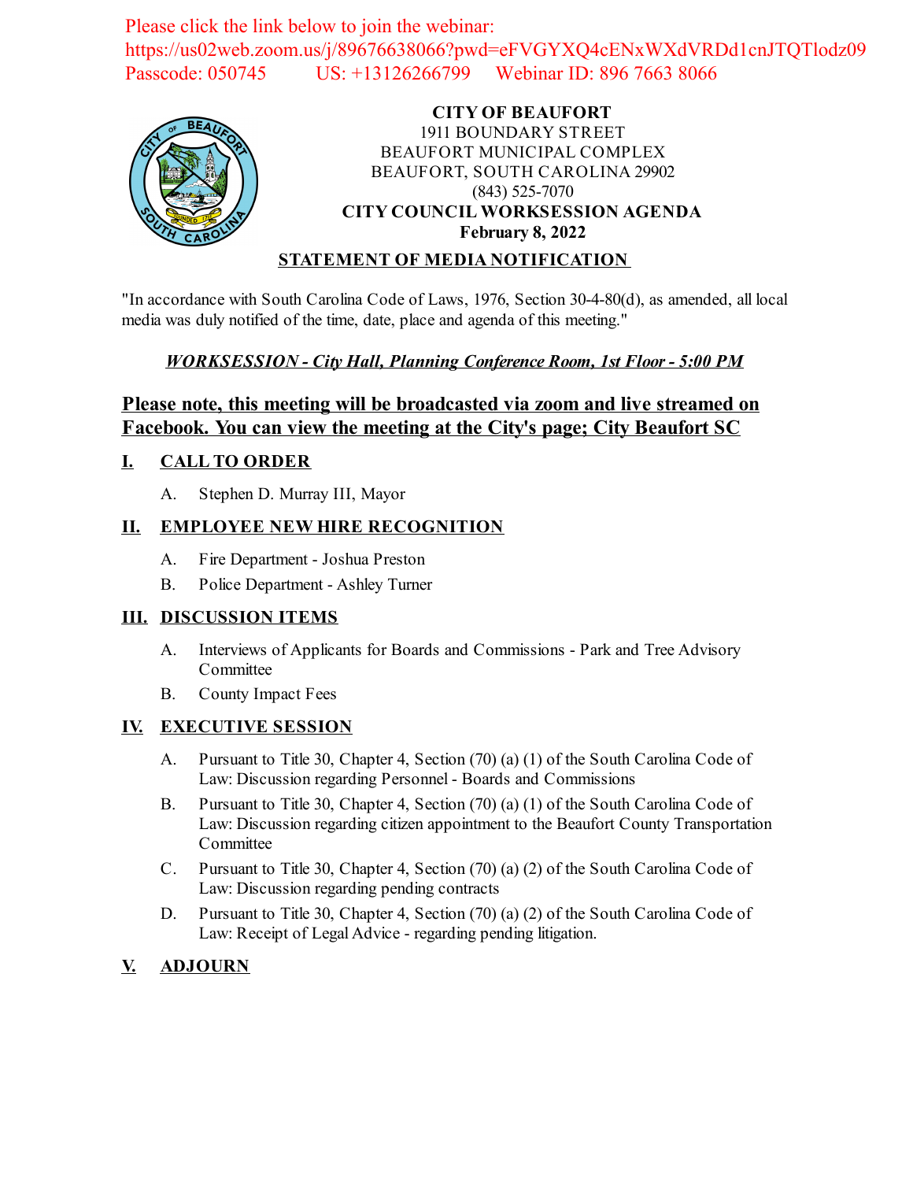Please click the link below to join the webinar:
https://us02web.zoom.us/j/89676638066?pwd=eFVGYXQ4cENxWXdVRDd1cnJTQTlodz09
Passcode: 050745 US: +13126266799 Webinar ID: 896 7663 8066

**CITY OF BEAUFORT**
1911 BOUNDARY STREET
BEAUFORT MUNICIPAL COMPLEX
BEAUFORT, SOUTH CAROLINA 29902
(843) 525-7070
**CITY COUNCIL WORKSESSION AGENDA**
**February 8, 2022**

## STATEMENT OF MEDIA NOTIFICATION

"In accordance with South Carolina Code of Laws, 1976, Section 30-4-80(d), as amended, all local media was duly notified of the time, date, place and agenda of this meeting."

***WORKSESSION - City Hall, Planning Conference Room, 1st Floor - 5:00 PM***

## Please note, this meeting will be broadcasted via zoom and live streamed on Facebook. You can view the meeting at the City's page; City Beaufort SC

### I. CALL TO ORDER

A. Stephen D. Murray III, Mayor

### II. EMPLOYEE NEW HIRE RECOGNITION

A. Fire Department - Joshua Preston

B. Police Department - Ashley Turner

### III. DISCUSSION ITEMS

A. Interviews of Applicants for Boards and Commissions - Park and Tree Advisory Committee

B. County Impact Fees

### IV. EXECUTIVE SESSION

A. Pursuant to Title 30, Chapter 4, Section (70) (a) (1) of the South Carolina Code of Law: Discussion regarding Personnel - Boards and Commissions

B. Pursuant to Title 30, Chapter 4, Section (70) (a) (1) of the South Carolina Code of Law: Discussion regarding citizen appointment to the Beaufort County Transportation Committee

C. Pursuant to Title 30, Chapter 4, Section (70) (a) (2) of the South Carolina Code of Law: Discussion regarding pending contracts

D. Pursuant to Title 30, Chapter 4, Section (70) (a) (2) of the South Carolina Code of Law: Receipt of Legal Advice - regarding pending litigation.

### V. ADJOURN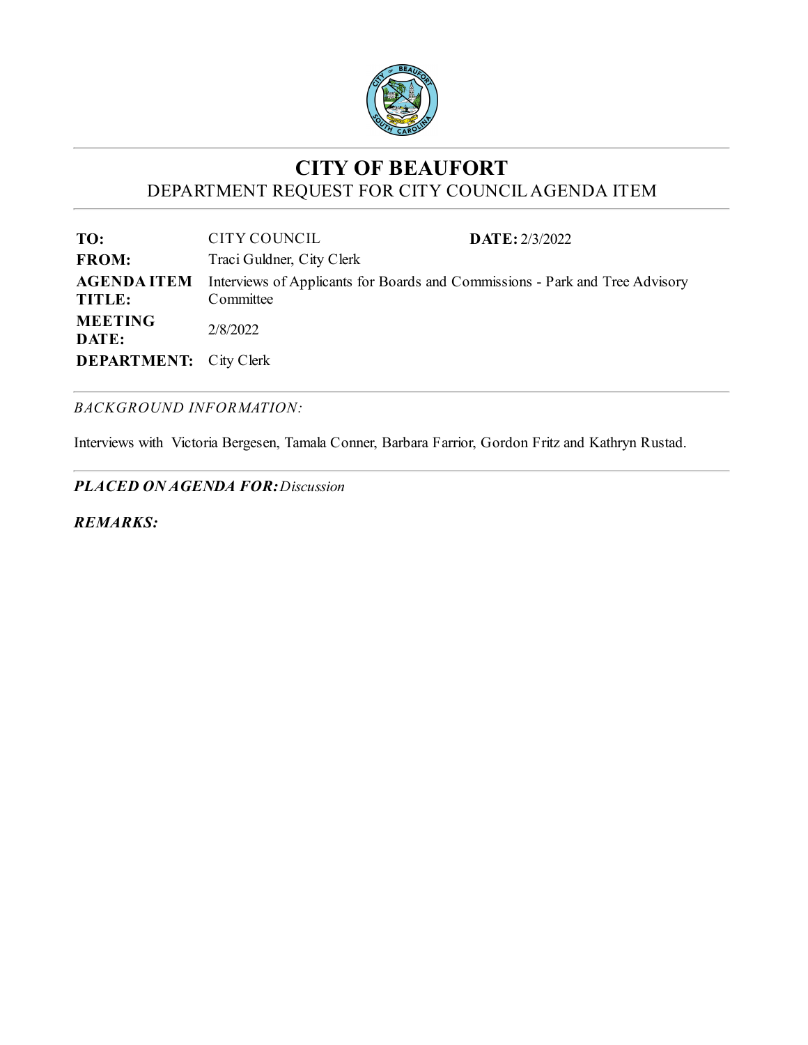# CITY OF BEAUFORT

## DEPARTMENT REQUEST FOR CITY COUNCIL AGENDA ITEM

| | | | |
|---|---|---|---|
| **TO:** | CITY COUNCIL | **DATE:** | 2/3/2022 |
| **FROM:** | Traci Guldner, City Clerk | | |
| **AGENDA ITEM TITLE:** | Interviews of Applicants for Boards and Commissions - Park and Tree Advisory Committee | | |
| **MEETING DATE:** | 2/8/2022 | | |
| **DEPARTMENT:** | City Clerk | | |

*BACKGROUND INFORMATION:*

Interviews with Victoria Bergesen, Tamala Conner, Barbara Farrior, Gordon Fritz and Kathryn Rustad.

***PLACED ON AGENDA FOR:*** *Discussion*

***REMARKS:***